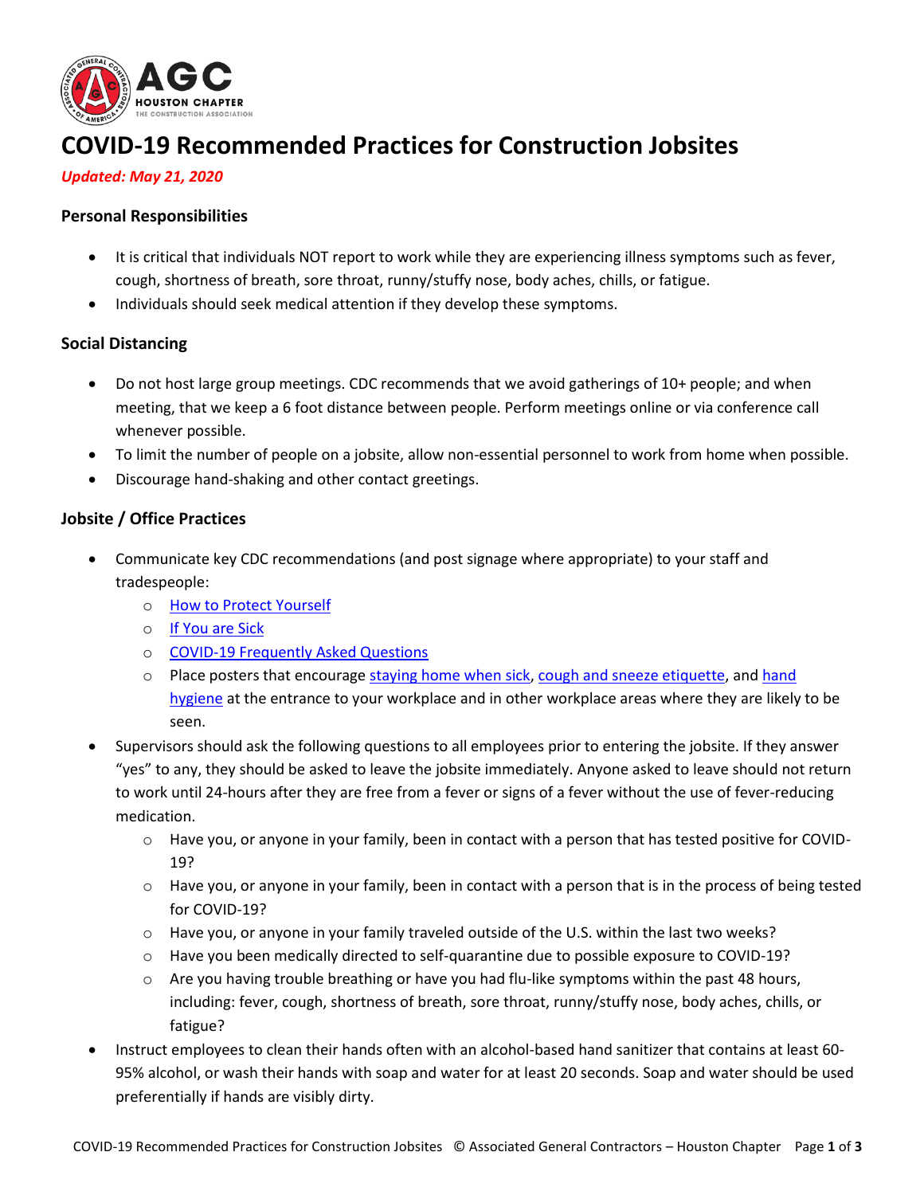# COVID-19 Recommended Practices for Construction Jobsites

***Updated: May 21, 2020***

### Personal Responsibilities

- It is critical that individuals NOT report to work while they are experiencing illness symptoms such as fever, cough, shortness of breath, sore throat, runny/stuffy nose, body aches, chills, or fatigue.
- Individuals should seek medical attention if they develop these symptoms.

### Social Distancing

- Do not host large group meetings. CDC recommends that we avoid gatherings of 10+ people; and when meeting, that we keep a 6 foot distance between people. Perform meetings online or via conference call whenever possible.
- To limit the number of people on a jobsite, allow non-essential personnel to work from home when possible.
- Discourage hand-shaking and other contact greetings.

### Jobsite / Office Practices

- Communicate key CDC recommendations (and post signage where appropriate) to your staff and tradespeople:
  - How to Protect Yourself
  - If You are Sick
  - COVID-19 Frequently Asked Questions
  - Place posters that encourage staying home when sick, cough and sneeze etiquette, and hand hygiene at the entrance to your workplace and in other workplace areas where they are likely to be seen.
- Supervisors should ask the following questions to all employees prior to entering the jobsite. If they answer "yes" to any, they should be asked to leave the jobsite immediately. Anyone asked to leave should not return to work until 24-hours after they are free from a fever or signs of a fever without the use of fever-reducing medication.
  - Have you, or anyone in your family, been in contact with a person that has tested positive for COVID-19?
  - Have you, or anyone in your family, been in contact with a person that is in the process of being tested for COVID-19?
  - Have you, or anyone in your family traveled outside of the U.S. within the last two weeks?
  - Have you been medically directed to self-quarantine due to possible exposure to COVID-19?
  - Are you having trouble breathing or have you had flu-like symptoms within the past 48 hours, including: fever, cough, shortness of breath, sore throat, runny/stuffy nose, body aches, chills, or fatigue?
- Instruct employees to clean their hands often with an alcohol-based hand sanitizer that contains at least 60-95% alcohol, or wash their hands with soap and water for at least 20 seconds. Soap and water should be used preferentially if hands are visibly dirty.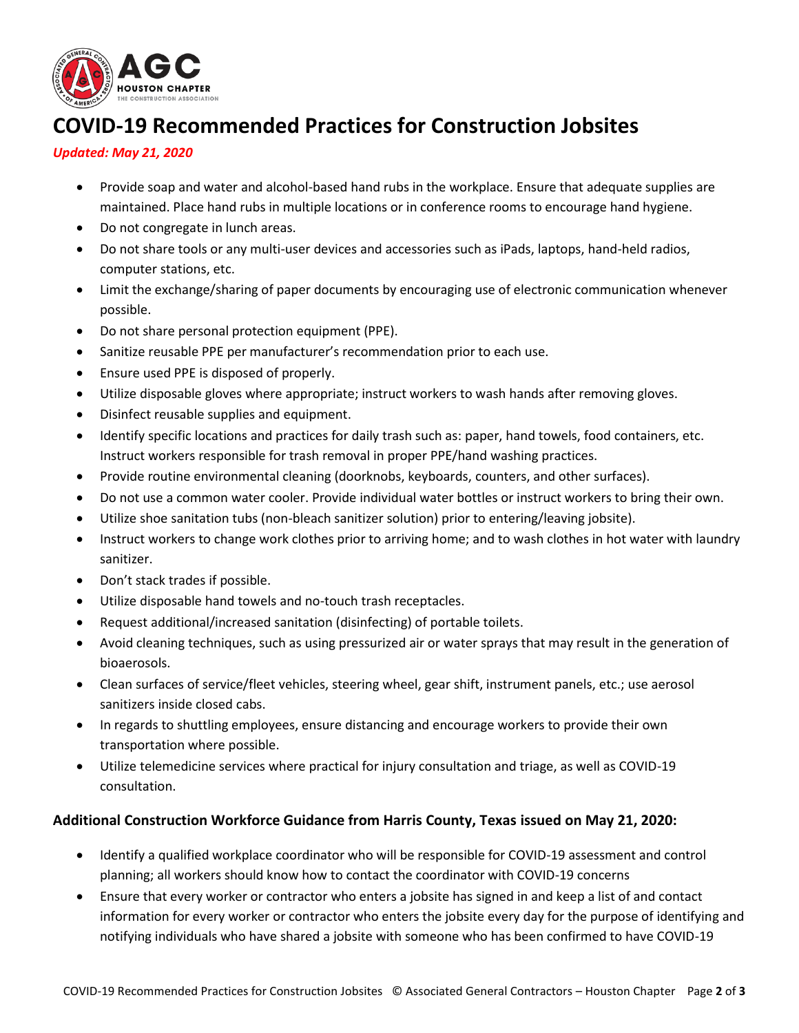# COVID-19 Recommended Practices for Construction Jobsites

***Updated: May 21, 2020***

- Provide soap and water and alcohol-based hand rubs in the workplace. Ensure that adequate supplies are maintained. Place hand rubs in multiple locations or in conference rooms to encourage hand hygiene.
- Do not congregate in lunch areas.
- Do not share tools or any multi-user devices and accessories such as iPads, laptops, hand-held radios, computer stations, etc.
- Limit the exchange/sharing of paper documents by encouraging use of electronic communication whenever possible.
- Do not share personal protection equipment (PPE).
- Sanitize reusable PPE per manufacturer's recommendation prior to each use.
- Ensure used PPE is disposed of properly.
- Utilize disposable gloves where appropriate; instruct workers to wash hands after removing gloves.
- Disinfect reusable supplies and equipment.
- Identify specific locations and practices for daily trash such as: paper, hand towels, food containers, etc. Instruct workers responsible for trash removal in proper PPE/hand washing practices.
- Provide routine environmental cleaning (doorknobs, keyboards, counters, and other surfaces).
- Do not use a common water cooler. Provide individual water bottles or instruct workers to bring their own.
- Utilize shoe sanitation tubs (non-bleach sanitizer solution) prior to entering/leaving jobsite).
- Instruct workers to change work clothes prior to arriving home; and to wash clothes in hot water with laundry sanitizer.
- Don't stack trades if possible.
- Utilize disposable hand towels and no-touch trash receptacles.
- Request additional/increased sanitation (disinfecting) of portable toilets.
- Avoid cleaning techniques, such as using pressurized air or water sprays that may result in the generation of bioaerosols.
- Clean surfaces of service/fleet vehicles, steering wheel, gear shift, instrument panels, etc.; use aerosol sanitizers inside closed cabs.
- In regards to shuttling employees, ensure distancing and encourage workers to provide their own transportation where possible.
- Utilize telemedicine services where practical for injury consultation and triage, as well as COVID-19 consultation.

**Additional Construction Workforce Guidance from Harris County, Texas issued on May 21, 2020:**

- Identify a qualified workplace coordinator who will be responsible for COVID-19 assessment and control planning; all workers should know how to contact the coordinator with COVID-19 concerns
- Ensure that every worker or contractor who enters a jobsite has signed in and keep a list of and contact information for every worker or contractor who enters the jobsite every day for the purpose of identifying and notifying individuals who have shared a jobsite with someone who has been confirmed to have COVID-19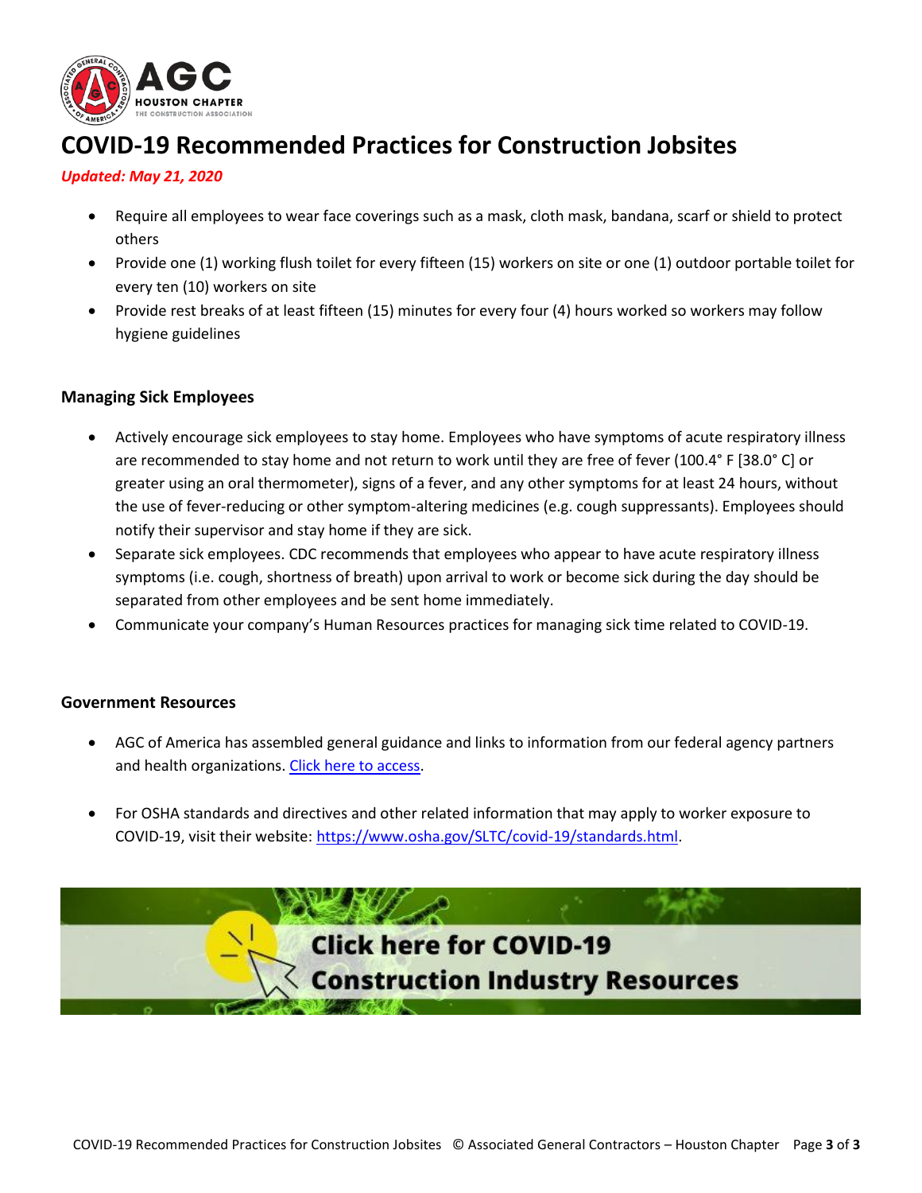# COVID-19 Recommended Practices for Construction Jobsites

*Updated: May 21, 2020*

- Require all employees to wear face coverings such as a mask, cloth mask, bandana, scarf or shield to protect others
- Provide one (1) working flush toilet for every fifteen (15) workers on site or one (1) outdoor portable toilet for every ten (10) workers on site
- Provide rest breaks of at least fifteen (15) minutes for every four (4) hours worked so workers may follow hygiene guidelines

## Managing Sick Employees

- Actively encourage sick employees to stay home. Employees who have symptoms of acute respiratory illness are recommended to stay home and not return to work until they are free of fever (100.4° F [38.0° C] or greater using an oral thermometer), signs of a fever, and any other symptoms for at least 24 hours, without the use of fever-reducing or other symptom-altering medicines (e.g. cough suppressants). Employees should notify their supervisor and stay home if they are sick.
- Separate sick employees. CDC recommends that employees who appear to have acute respiratory illness symptoms (i.e. cough, shortness of breath) upon arrival to work or become sick during the day should be separated from other employees and be sent home immediately.
- Communicate your company's Human Resources practices for managing sick time related to COVID-19.

## Government Resources

- AGC of America has assembled general guidance and links to information from our federal agency partners and health organizations. Click here to access.

- For OSHA standards and directives and other related information that may apply to worker exposure to COVID-19, visit their website: https://www.osha.gov/SLTC/covid-19/standards.html.

Click here for COVID-19 Construction Industry Resources